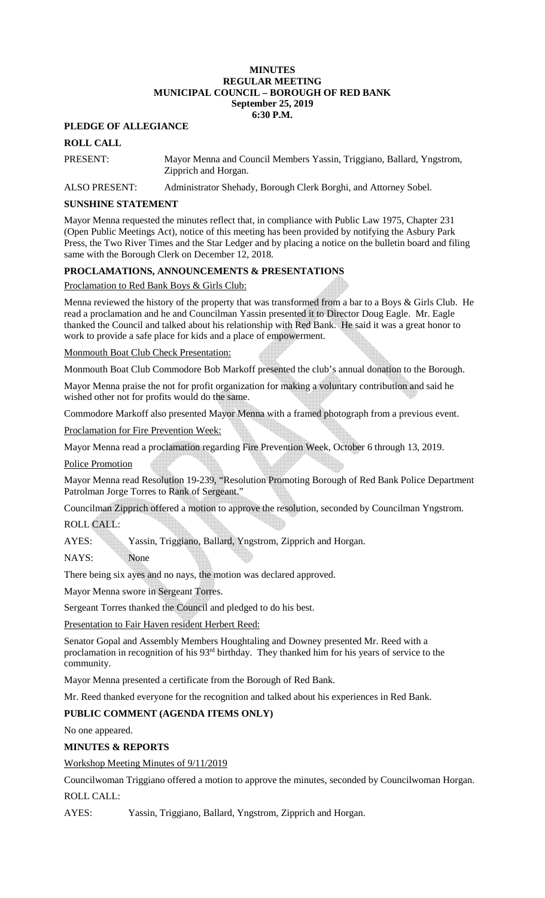**MINUTES**
**REGULAR MEETING**
**MUNICIPAL COUNCIL – BOROUGH OF RED BANK**
**September 25, 2019**
**6:30 P.M.**

## PLEDGE OF ALLEGIANCE

## ROLL CALL

PRESENT: Mayor Menna and Council Members Yassin, Triggiano, Ballard, Yngstrom, Zipprich and Horgan.

ALSO PRESENT: Administrator Shehady, Borough Clerk Borghi, and Attorney Sobel.

## SUNSHINE STATEMENT

Mayor Menna requested the minutes reflect that, in compliance with Public Law 1975, Chapter 231 (Open Public Meetings Act), notice of this meeting has been provided by notifying the Asbury Park Press, the Two River Times and the Star Ledger and by placing a notice on the bulletin board and filing same with the Borough Clerk on December 12, 2018.

## PROCLAMATIONS, ANNOUNCEMENTS & PRESENTATIONS

Proclamation to Red Bank Boys & Girls Club:

Menna reviewed the history of the property that was transformed from a bar to a Boys & Girls Club. He read a proclamation and he and Councilman Yassin presented it to Director Doug Eagle. Mr. Eagle thanked the Council and talked about his relationship with Red Bank. He said it was a great honor to work to provide a safe place for kids and a place of empowerment.

Monmouth Boat Club Check Presentation:

Monmouth Boat Club Commodore Bob Markoff presented the club's annual donation to the Borough.

Mayor Menna praise the not for profit organization for making a voluntary contribution and said he wished other not for profits would do the same.

Commodore Markoff also presented Mayor Menna with a framed photograph from a previous event.

Proclamation for Fire Prevention Week:

Mayor Menna read a proclamation regarding Fire Prevention Week, October 6 through 13, 2019.

Police Promotion

Mayor Menna read Resolution 19-239, "Resolution Promoting Borough of Red Bank Police Department Patrolman Jorge Torres to Rank of Sergeant."

Councilman Zipprich offered a motion to approve the resolution, seconded by Councilman Yngstrom.

ROLL CALL:

AYES: Yassin, Triggiano, Ballard, Yngstrom, Zipprich and Horgan.

NAYS: None

There being six ayes and no nays, the motion was declared approved.

Mayor Menna swore in Sergeant Torres.

Sergeant Torres thanked the Council and pledged to do his best.

Presentation to Fair Haven resident Herbert Reed:

Senator Gopal and Assembly Members Houghtaling and Downey presented Mr. Reed with a proclamation in recognition of his 93rd birthday. They thanked him for his years of service to the community.

Mayor Menna presented a certificate from the Borough of Red Bank.

Mr. Reed thanked everyone for the recognition and talked about his experiences in Red Bank.

## PUBLIC COMMENT (AGENDA ITEMS ONLY)

No one appeared.

## MINUTES & REPORTS

Workshop Meeting Minutes of 9/11/2019

Councilwoman Triggiano offered a motion to approve the minutes, seconded by Councilwoman Horgan.

ROLL CALL:

AYES: Yassin, Triggiano, Ballard, Yngstrom, Zipprich and Horgan.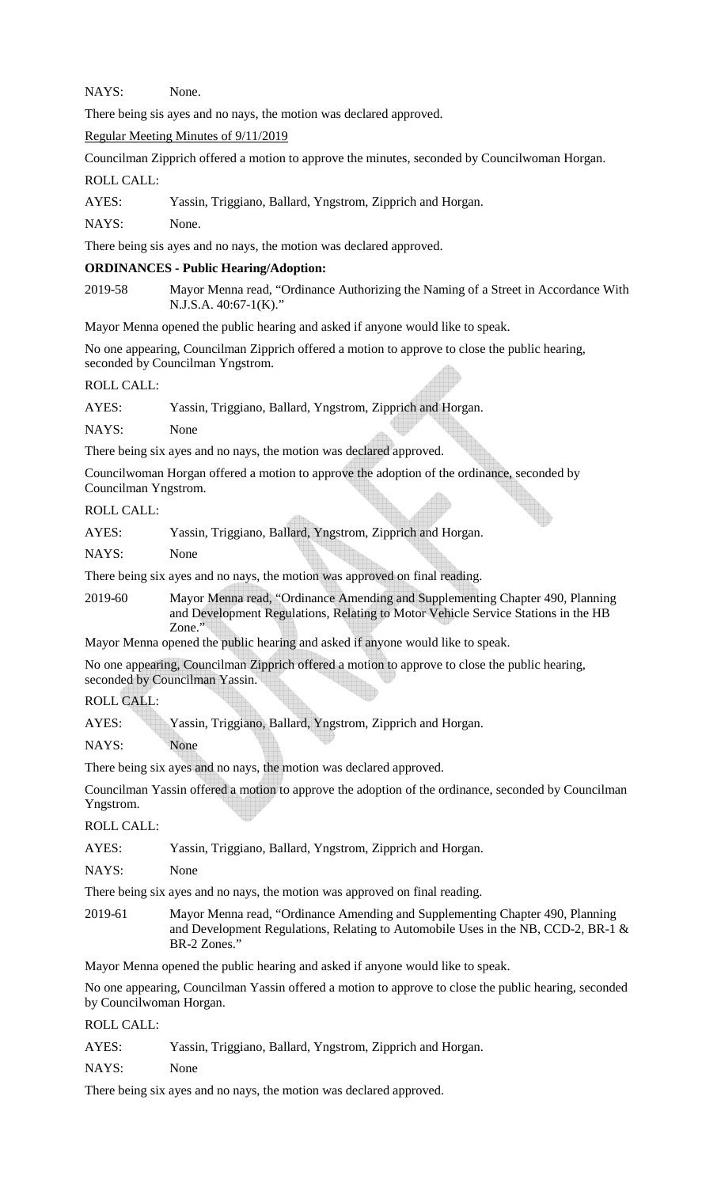NAYS: None.

There being sis ayes and no nays, the motion was declared approved.

Regular Meeting Minutes of 9/11/2019

Councilman Zipprich offered a motion to approve the minutes, seconded by Councilwoman Horgan.

ROLL CALL:

AYES: Yassin, Triggiano, Ballard, Yngstrom, Zipprich and Horgan.

NAYS: None.

There being sis ayes and no nays, the motion was declared approved.

**ORDINANCES - Public Hearing/Adoption:**

2019-58 Mayor Menna read, "Ordinance Authorizing the Naming of a Street in Accordance With N.J.S.A. 40:67-1(K)."

Mayor Menna opened the public hearing and asked if anyone would like to speak.

No one appearing, Councilman Zipprich offered a motion to approve to close the public hearing, seconded by Councilman Yngstrom.

ROLL CALL:

AYES: Yassin, Triggiano, Ballard, Yngstrom, Zipprich and Horgan.

NAYS: None

There being six ayes and no nays, the motion was declared approved.

Councilwoman Horgan offered a motion to approve the adoption of the ordinance, seconded by Councilman Yngstrom.

ROLL CALL:

AYES: Yassin, Triggiano, Ballard, Yngstrom, Zipprich and Horgan.

NAYS: None

There being six ayes and no nays, the motion was approved on final reading.

2019-60 Mayor Menna read, "Ordinance Amending and Supplementing Chapter 490, Planning and Development Regulations, Relating to Motor Vehicle Service Stations in the HB Zone."

Mayor Menna opened the public hearing and asked if anyone would like to speak.

No one appearing, Councilman Zipprich offered a motion to approve to close the public hearing, seconded by Councilman Yassin.

ROLL CALL:

AYES: Yassin, Triggiano, Ballard, Yngstrom, Zipprich and Horgan.

NAYS: None

There being six ayes and no nays, the motion was declared approved.

Councilman Yassin offered a motion to approve the adoption of the ordinance, seconded by Councilman Yngstrom.

ROLL CALL:

AYES: Yassin, Triggiano, Ballard, Yngstrom, Zipprich and Horgan.

NAYS: None

There being six ayes and no nays, the motion was approved on final reading.

2019-61 Mayor Menna read, "Ordinance Amending and Supplementing Chapter 490, Planning and Development Regulations, Relating to Automobile Uses in the NB, CCD-2, BR-1 & BR-2 Zones."

Mayor Menna opened the public hearing and asked if anyone would like to speak.

No one appearing, Councilman Yassin offered a motion to approve to close the public hearing, seconded by Councilwoman Horgan.

ROLL CALL:

AYES: Yassin, Triggiano, Ballard, Yngstrom, Zipprich and Horgan.

NAYS: None

There being six ayes and no nays, the motion was declared approved.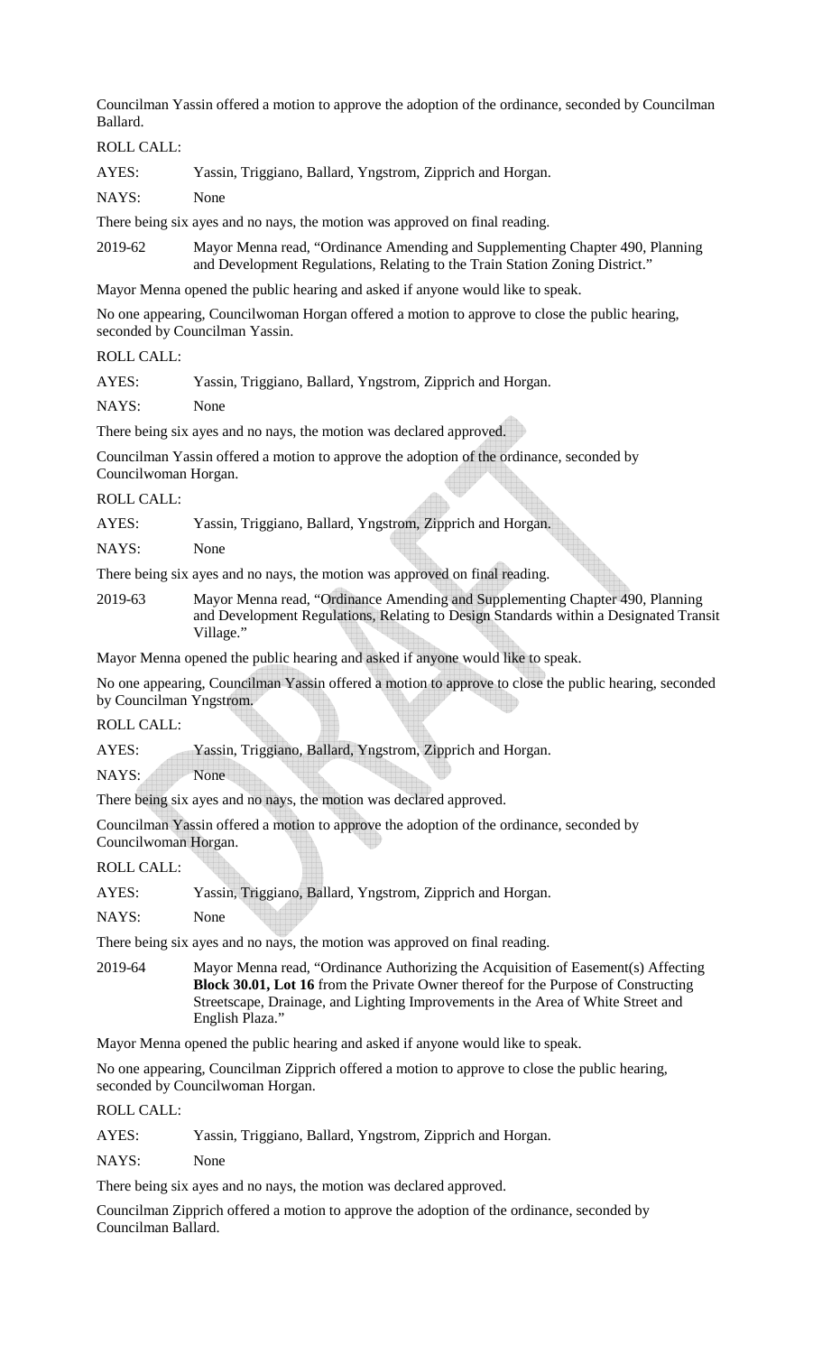Councilman Yassin offered a motion to approve the adoption of the ordinance, seconded by Councilman Ballard.

ROLL CALL:

AYES: Yassin, Triggiano, Ballard, Yngstrom, Zipprich and Horgan.

NAYS: None

There being six ayes and no nays, the motion was approved on final reading.

2019-62 Mayor Menna read, "Ordinance Amending and Supplementing Chapter 490, Planning and Development Regulations, Relating to the Train Station Zoning District."

Mayor Menna opened the public hearing and asked if anyone would like to speak.

No one appearing, Councilwoman Horgan offered a motion to approve to close the public hearing, seconded by Councilman Yassin.

ROLL CALL:

AYES: Yassin, Triggiano, Ballard, Yngstrom, Zipprich and Horgan.

NAYS: None

There being six ayes and no nays, the motion was declared approved.

Councilman Yassin offered a motion to approve the adoption of the ordinance, seconded by Councilwoman Horgan.

ROLL CALL:

AYES: Yassin, Triggiano, Ballard, Yngstrom, Zipprich and Horgan.

NAYS: None

There being six ayes and no nays, the motion was approved on final reading.

2019-63 Mayor Menna read, "Ordinance Amending and Supplementing Chapter 490, Planning and Development Regulations, Relating to Design Standards within a Designated Transit Village."

Mayor Menna opened the public hearing and asked if anyone would like to speak.

No one appearing, Councilman Yassin offered a motion to approve to close the public hearing, seconded by Councilman Yngstrom.

ROLL CALL:

AYES: Yassin, Triggiano, Ballard, Yngstrom, Zipprich and Horgan.

NAYS: None

There being six ayes and no nays, the motion was declared approved.

Councilman Yassin offered a motion to approve the adoption of the ordinance, seconded by Councilwoman Horgan.

ROLL CALL:

AYES: Yassin, Triggiano, Ballard, Yngstrom, Zipprich and Horgan.

NAYS: None

There being six ayes and no nays, the motion was approved on final reading.

2019-64 Mayor Menna read, "Ordinance Authorizing the Acquisition of Easement(s) Affecting **Block 30.01, Lot 16** from the Private Owner thereof for the Purpose of Constructing Streetscape, Drainage, and Lighting Improvements in the Area of White Street and English Plaza."

Mayor Menna opened the public hearing and asked if anyone would like to speak.

No one appearing, Councilman Zipprich offered a motion to approve to close the public hearing, seconded by Councilwoman Horgan.

ROLL CALL:

AYES: Yassin, Triggiano, Ballard, Yngstrom, Zipprich and Horgan.

NAYS: None

There being six ayes and no nays, the motion was declared approved.

Councilman Zipprich offered a motion to approve the adoption of the ordinance, seconded by Councilman Ballard.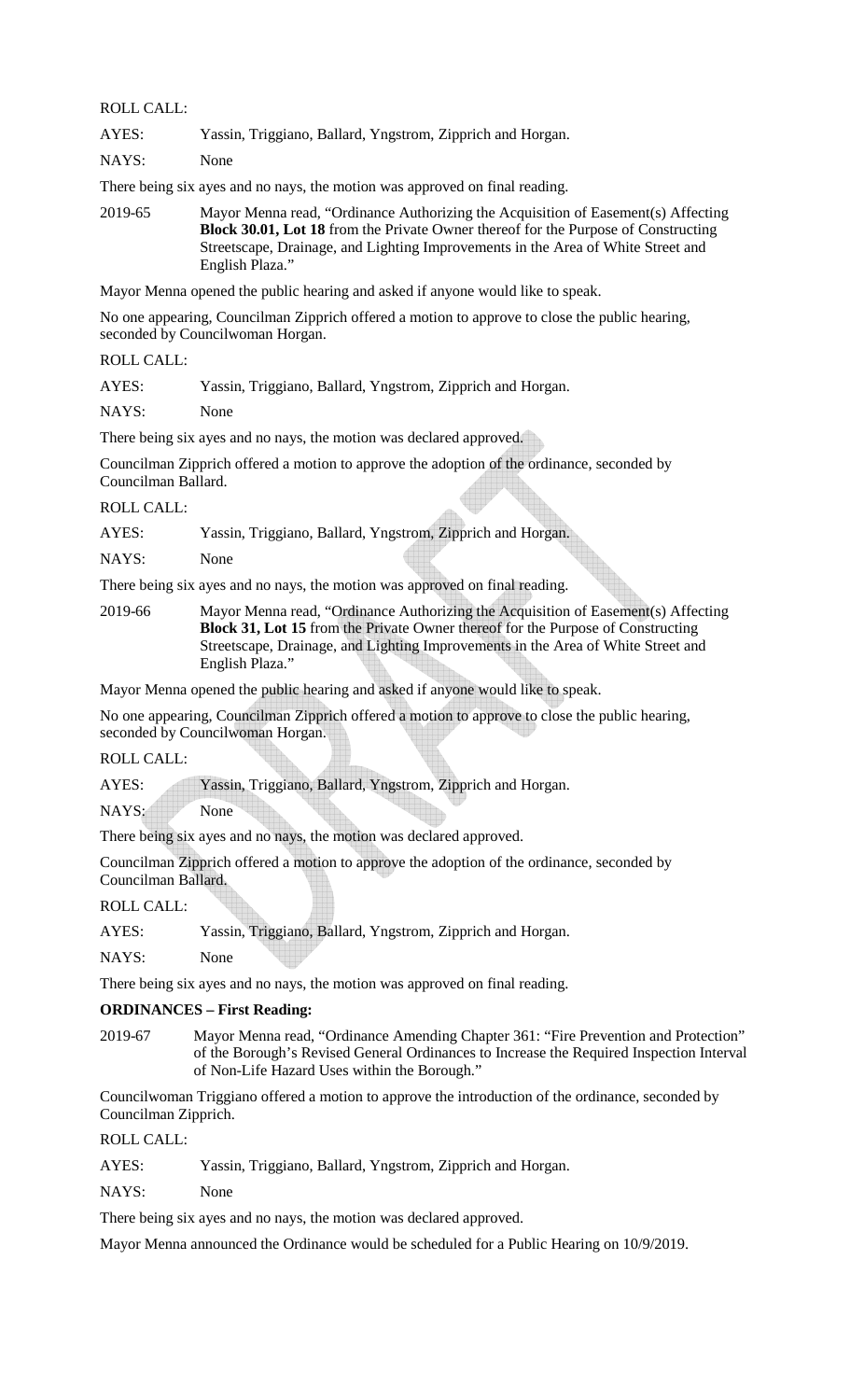ROLL CALL:

AYES: Yassin, Triggiano, Ballard, Yngstrom, Zipprich and Horgan.

NAYS: None

There being six ayes and no nays, the motion was approved on final reading.

2019-65 Mayor Menna read, "Ordinance Authorizing the Acquisition of Easement(s) Affecting **Block 30.01, Lot 18** from the Private Owner thereof for the Purpose of Constructing Streetscape, Drainage, and Lighting Improvements in the Area of White Street and English Plaza."

Mayor Menna opened the public hearing and asked if anyone would like to speak.

No one appearing, Councilman Zipprich offered a motion to approve to close the public hearing, seconded by Councilwoman Horgan.

ROLL CALL:

AYES: Yassin, Triggiano, Ballard, Yngstrom, Zipprich and Horgan.

NAYS: None

There being six ayes and no nays, the motion was declared approved.

Councilman Zipprich offered a motion to approve the adoption of the ordinance, seconded by Councilman Ballard.

ROLL CALL:

AYES: Yassin, Triggiano, Ballard, Yngstrom, Zipprich and Horgan.

NAYS: None

There being six ayes and no nays, the motion was approved on final reading.

2019-66 Mayor Menna read, "Ordinance Authorizing the Acquisition of Easement(s) Affecting **Block 31, Lot 15** from the Private Owner thereof for the Purpose of Constructing Streetscape, Drainage, and Lighting Improvements in the Area of White Street and English Plaza."

Mayor Menna opened the public hearing and asked if anyone would like to speak.

No one appearing, Councilman Zipprich offered a motion to approve to close the public hearing, seconded by Councilwoman Horgan.

ROLL CALL:

AYES: Yassin, Triggiano, Ballard, Yngstrom, Zipprich and Horgan.

NAYS: None

There being six ayes and no nays, the motion was declared approved.

Councilman Zipprich offered a motion to approve the adoption of the ordinance, seconded by Councilman Ballard.

ROLL CALL:

AYES: Yassin, Triggiano, Ballard, Yngstrom, Zipprich and Horgan.

NAYS: None

There being six ayes and no nays, the motion was approved on final reading.

**ORDINANCES – First Reading:**

2019-67 Mayor Menna read, "Ordinance Amending Chapter 361: "Fire Prevention and Protection" of the Borough's Revised General Ordinances to Increase the Required Inspection Interval of Non-Life Hazard Uses within the Borough."

Councilwoman Triggiano offered a motion to approve the introduction of the ordinance, seconded by Councilman Zipprich.

ROLL CALL:

AYES: Yassin, Triggiano, Ballard, Yngstrom, Zipprich and Horgan.

NAYS: None

There being six ayes and no nays, the motion was declared approved.

Mayor Menna announced the Ordinance would be scheduled for a Public Hearing on 10/9/2019.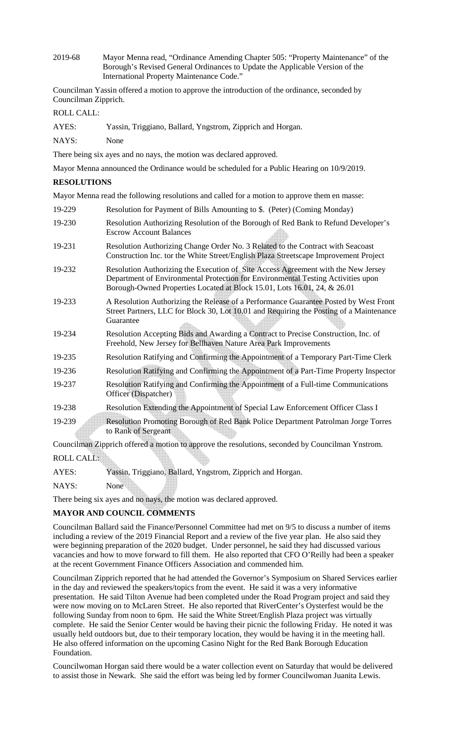2019-68 Mayor Menna read, "Ordinance Amending Chapter 505: "Property Maintenance" of the Borough's Revised General Ordinances to Update the Applicable Version of the International Property Maintenance Code."

Councilman Yassin offered a motion to approve the introduction of the ordinance, seconded by Councilman Zipprich.

ROLL CALL:

AYES: Yassin, Triggiano, Ballard, Yngstrom, Zipprich and Horgan.

NAYS: None

There being six ayes and no nays, the motion was declared approved.

Mayor Menna announced the Ordinance would be scheduled for a Public Hearing on 10/9/2019.

**RESOLUTIONS**

Mayor Menna read the following resolutions and called for a motion to approve them en masse:

19-229 Resolution for Payment of Bills Amounting to $. (Peter) (Coming Monday)

19-230 Resolution Authorizing Resolution of the Borough of Red Bank to Refund Developer's Escrow Account Balances

19-231 Resolution Authorizing Change Order No. 3 Related to the Contract with Seacoast Construction Inc. tor the White Street/English Plaza Streetscape Improvement Project

19-232 Resolution Authorizing the Execution of Site Access Agreement with the New Jersey Department of Environmental Protection for Environmental Testing Activities upon Borough-Owned Properties Located at Block 15.01, Lots 16.01, 24, & 26.01

19-233 A Resolution Authorizing the Release of a Performance Guarantee Posted by West Front Street Partners, LLC for Block 30, Lot 10.01 and Requiring the Posting of a Maintenance Guarantee

19-234 Resolution Accepting Bids and Awarding a Contract to Precise Construction, Inc. of Freehold, New Jersey for Bellhaven Nature Area Park Improvements

19-235 Resolution Ratifying and Confirming the Appointment of a Temporary Part-Time Clerk

19-236 Resolution Ratifying and Confirming the Appointment of a Part-Time Property Inspector

19-237 Resolution Ratifying and Confirming the Appointment of a Full-time Communications Officer (Dispatcher)

19-238 Resolution Extending the Appointment of Special Law Enforcement Officer Class I

19-239 Resolution Promoting Borough of Red Bank Police Department Patrolman Jorge Torres to Rank of Sergeant

Councilman Zipprich offered a motion to approve the resolutions, seconded by Councilman Ynstrom.

ROLL CALL:

AYES: Yassin, Triggiano, Ballard, Yngstrom, Zipprich and Horgan.

NAYS: None

There being six ayes and no nays, the motion was declared approved.

**MAYOR AND COUNCIL COMMENTS**

Councilman Ballard said the Finance/Personnel Committee had met on 9/5 to discuss a number of items including a review of the 2019 Financial Report and a review of the five year plan. He also said they were beginning preparation of the 2020 budget. Under personnel, he said they had discussed various vacancies and how to move forward to fill them. He also reported that CFO O'Reilly had been a speaker at the recent Government Finance Officers Association and commended him.

Councilman Zipprich reported that he had attended the Governor's Symposium on Shared Services earlier in the day and reviewed the speakers/topics from the event. He said it was a very informative presentation. He said Tilton Avenue had been completed under the Road Program project and said they were now moving on to McLaren Street. He also reported that RiverCenter's Oysterfest would be the following Sunday from noon to 6pm. He said the White Street/English Plaza project was virtually complete. He said the Senior Center would be having their picnic the following Friday. He noted it was usually held outdoors but, due to their temporary location, they would be having it in the meeting hall. He also offered information on the upcoming Casino Night for the Red Bank Borough Education Foundation.

Councilwoman Horgan said there would be a water collection event on Saturday that would be delivered to assist those in Newark. She said the effort was being led by former Councilwoman Juanita Lewis.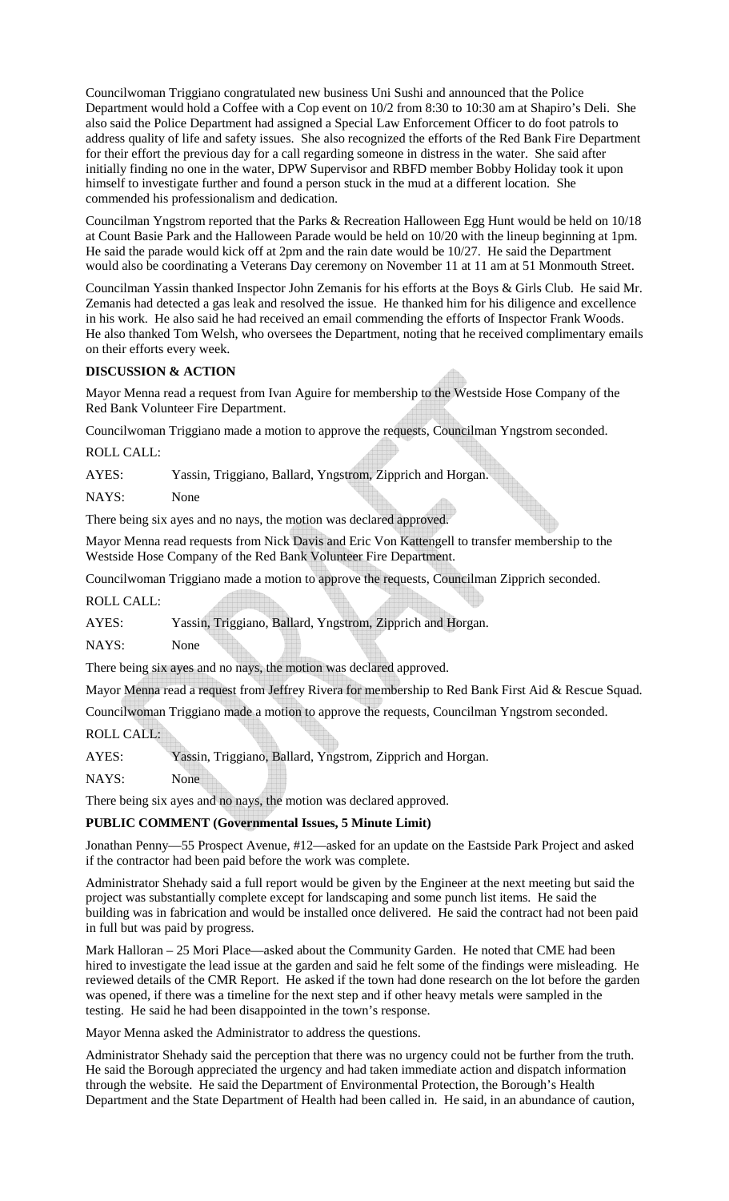Councilwoman Triggiano congratulated new business Uni Sushi and announced that the Police Department would hold a Coffee with a Cop event on 10/2 from 8:30 to 10:30 am at Shapiro's Deli. She also said the Police Department had assigned a Special Law Enforcement Officer to do foot patrols to address quality of life and safety issues. She also recognized the efforts of the Red Bank Fire Department for their effort the previous day for a call regarding someone in distress in the water. She said after initially finding no one in the water, DPW Supervisor and RBFD member Bobby Holiday took it upon himself to investigate further and found a person stuck in the mud at a different location. She commended his professionalism and dedication.

Councilman Yngstrom reported that the Parks & Recreation Halloween Egg Hunt would be held on 10/18 at Count Basie Park and the Halloween Parade would be held on 10/20 with the lineup beginning at 1pm. He said the parade would kick off at 2pm and the rain date would be 10/27. He said the Department would also be coordinating a Veterans Day ceremony on November 11 at 11 am at 51 Monmouth Street.

Councilman Yassin thanked Inspector John Zemanis for his efforts at the Boys & Girls Club. He said Mr. Zemanis had detected a gas leak and resolved the issue. He thanked him for his diligence and excellence in his work. He also said he had received an email commending the efforts of Inspector Frank Woods. He also thanked Tom Welsh, who oversees the Department, noting that he received complimentary emails on their efforts every week.

**DISCUSSION & ACTION**

Mayor Menna read a request from Ivan Aguire for membership to the Westside Hose Company of the Red Bank Volunteer Fire Department.

Councilwoman Triggiano made a motion to approve the requests, Councilman Yngstrom seconded.

ROLL CALL:

AYES: Yassin, Triggiano, Ballard, Yngstrom, Zipprich and Horgan.

NAYS: None

There being six ayes and no nays, the motion was declared approved.

Mayor Menna read requests from Nick Davis and Eric Von Kattengell to transfer membership to the Westside Hose Company of the Red Bank Volunteer Fire Department.

Councilwoman Triggiano made a motion to approve the requests, Councilman Zipprich seconded.

ROLL CALL:

AYES: Yassin, Triggiano, Ballard, Yngstrom, Zipprich and Horgan.

NAYS: None

There being six ayes and no nays, the motion was declared approved.

Mayor Menna read a request from Jeffrey Rivera for membership to Red Bank First Aid & Rescue Squad.

Councilwoman Triggiano made a motion to approve the requests, Councilman Yngstrom seconded.

ROLL CALL:

AYES: Yassin, Triggiano, Ballard, Yngstrom, Zipprich and Horgan.

NAYS: None

There being six ayes and no nays, the motion was declared approved.

**PUBLIC COMMENT (Governmental Issues, 5 Minute Limit)**

Jonathan Penny—55 Prospect Avenue, #12—asked for an update on the Eastside Park Project and asked if the contractor had been paid before the work was complete.

Administrator Shehady said a full report would be given by the Engineer at the next meeting but said the project was substantially complete except for landscaping and some punch list items. He said the building was in fabrication and would be installed once delivered. He said the contract had not been paid in full but was paid by progress.

Mark Halloran – 25 Mori Place—asked about the Community Garden. He noted that CME had been hired to investigate the lead issue at the garden and said he felt some of the findings were misleading. He reviewed details of the CMR Report. He asked if the town had done research on the lot before the garden was opened, if there was a timeline for the next step and if other heavy metals were sampled in the testing. He said he had been disappointed in the town's response.

Mayor Menna asked the Administrator to address the questions.

Administrator Shehady said the perception that there was no urgency could not be further from the truth. He said the Borough appreciated the urgency and had taken immediate action and dispatch information through the website. He said the Department of Environmental Protection, the Borough's Health Department and the State Department of Health had been called in. He said, in an abundance of caution,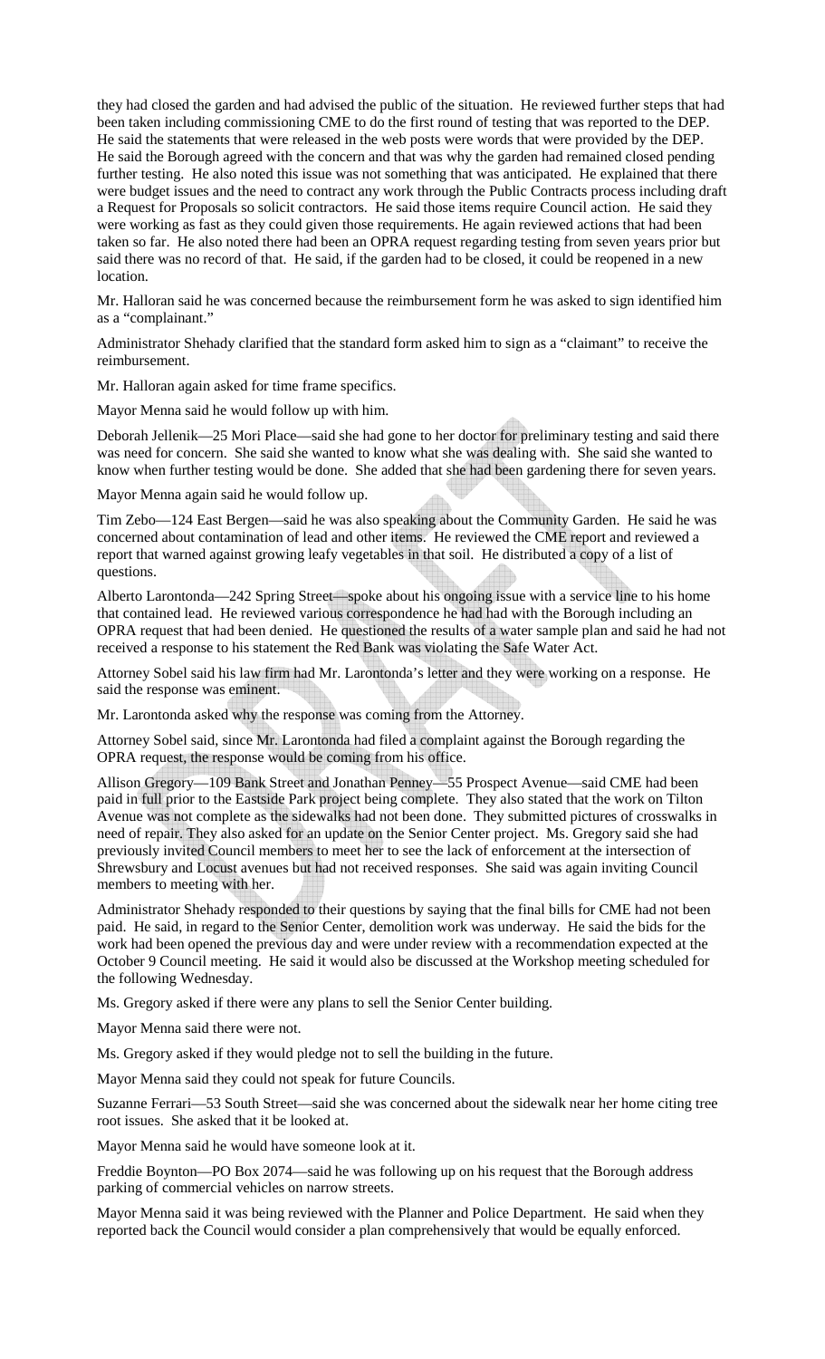they had closed the garden and had advised the public of the situation. He reviewed further steps that had been taken including commissioning CME to do the first round of testing that was reported to the DEP. He said the statements that were released in the web posts were words that were provided by the DEP. He said the Borough agreed with the concern and that was why the garden had remained closed pending further testing. He also noted this issue was not something that was anticipated. He explained that there were budget issues and the need to contract any work through the Public Contracts process including draft a Request for Proposals so solicit contractors. He said those items require Council action. He said they were working as fast as they could given those requirements. He again reviewed actions that had been taken so far. He also noted there had been an OPRA request regarding testing from seven years prior but said there was no record of that. He said, if the garden had to be closed, it could be reopened in a new location.

Mr. Halloran said he was concerned because the reimbursement form he was asked to sign identified him as a "complainant."

Administrator Shehady clarified that the standard form asked him to sign as a "claimant" to receive the reimbursement.

Mr. Halloran again asked for time frame specifics.

Mayor Menna said he would follow up with him.

Deborah Jellenik—25 Mori Place—said she had gone to her doctor for preliminary testing and said there was need for concern. She said she wanted to know what she was dealing with. She said she wanted to know when further testing would be done. She added that she had been gardening there for seven years.

Mayor Menna again said he would follow up.

Tim Zebo—124 East Bergen—said he was also speaking about the Community Garden. He said he was concerned about contamination of lead and other items. He reviewed the CME report and reviewed a report that warned against growing leafy vegetables in that soil. He distributed a copy of a list of questions.

Alberto Larontonda—242 Spring Street—spoke about his ongoing issue with a service line to his home that contained lead. He reviewed various correspondence he had had with the Borough including an OPRA request that had been denied. He questioned the results of a water sample plan and said he had not received a response to his statement the Red Bank was violating the Safe Water Act.

Attorney Sobel said his law firm had Mr. Larontonda's letter and they were working on a response. He said the response was eminent.

Mr. Larontonda asked why the response was coming from the Attorney.

Attorney Sobel said, since Mr. Larontonda had filed a complaint against the Borough regarding the OPRA request, the response would be coming from his office.

Allison Gregory—109 Bank Street and Jonathan Penney—55 Prospect Avenue—said CME had been paid in full prior to the Eastside Park project being complete. They also stated that the work on Tilton Avenue was not complete as the sidewalks had not been done. They submitted pictures of crosswalks in need of repair. They also asked for an update on the Senior Center project. Ms. Gregory said she had previously invited Council members to meet her to see the lack of enforcement at the intersection of Shrewsbury and Locust avenues but had not received responses. She said was again inviting Council members to meeting with her.

Administrator Shehady responded to their questions by saying that the final bills for CME had not been paid. He said, in regard to the Senior Center, demolition work was underway. He said the bids for the work had been opened the previous day and were under review with a recommendation expected at the October 9 Council meeting. He said it would also be discussed at the Workshop meeting scheduled for the following Wednesday.

Ms. Gregory asked if there were any plans to sell the Senior Center building.

Mayor Menna said there were not.

Ms. Gregory asked if they would pledge not to sell the building in the future.

Mayor Menna said they could not speak for future Councils.

Suzanne Ferrari—53 South Street—said she was concerned about the sidewalk near her home citing tree root issues. She asked that it be looked at.

Mayor Menna said he would have someone look at it.

Freddie Boynton—PO Box 2074—said he was following up on his request that the Borough address parking of commercial vehicles on narrow streets.

Mayor Menna said it was being reviewed with the Planner and Police Department. He said when they reported back the Council would consider a plan comprehensively that would be equally enforced.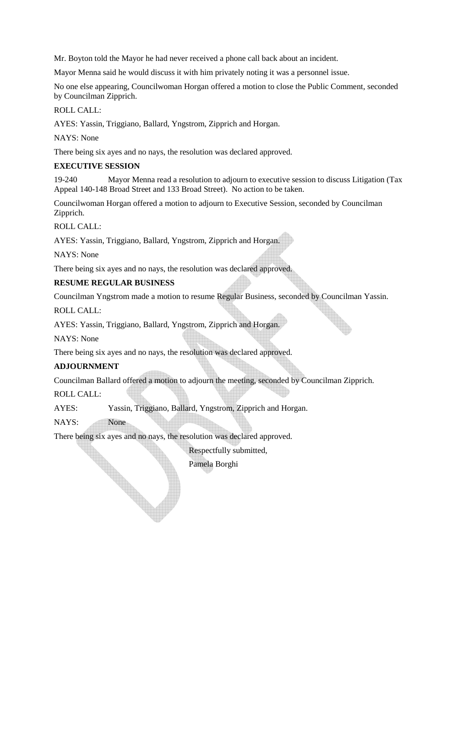Mr. Boyton told the Mayor he had never received a phone call back about an incident.

Mayor Menna said he would discuss it with him privately noting it was a personnel issue.

No one else appearing, Councilwoman Horgan offered a motion to close the Public Comment, seconded by Councilman Zipprich.

ROLL CALL:

AYES: Yassin, Triggiano, Ballard, Yngstrom, Zipprich and Horgan.

NAYS: None

There being six ayes and no nays, the resolution was declared approved.

**EXECUTIVE SESSION**

19-240 Mayor Menna read a resolution to adjourn to executive session to discuss Litigation (Tax Appeal 140-148 Broad Street and 133 Broad Street). No action to be taken.

Councilwoman Horgan offered a motion to adjourn to Executive Session, seconded by Councilman Zipprich.

ROLL CALL:

AYES: Yassin, Triggiano, Ballard, Yngstrom, Zipprich and Horgan.

NAYS: None

There being six ayes and no nays, the resolution was declared approved.

**RESUME REGULAR BUSINESS**

Councilman Yngstrom made a motion to resume Regular Business, seconded by Councilman Yassin.

ROLL CALL:

AYES: Yassin, Triggiano, Ballard, Yngstrom, Zipprich and Horgan.

NAYS: None

There being six ayes and no nays, the resolution was declared approved.

**ADJOURNMENT**

Councilman Ballard offered a motion to adjourn the meeting, seconded by Councilman Zipprich.

ROLL CALL:

AYES: Yassin, Triggiano, Ballard, Yngstrom, Zipprich and Horgan.

NAYS: None

There being six ayes and no nays, the resolution was declared approved.

Respectfully submitted,

Pamela Borghi